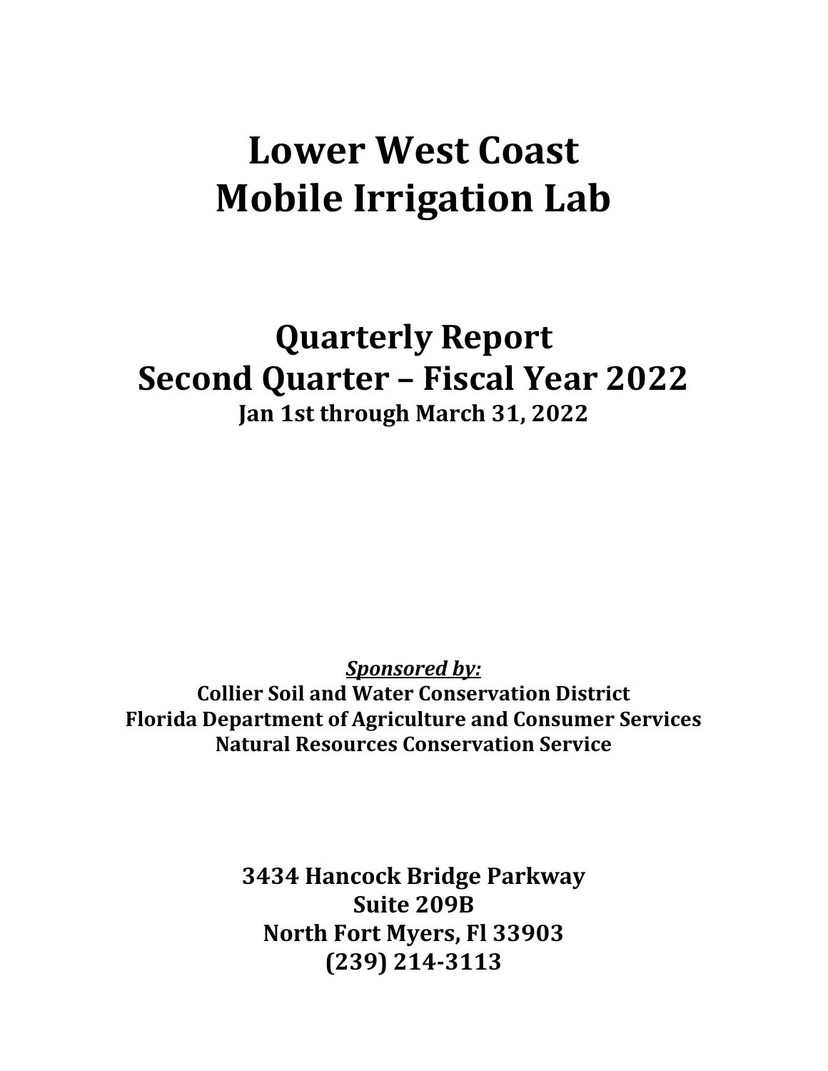# Lower West Coast Mobile Irrigation Lab

## Quarterly Report
## Second Quarter – Fiscal Year 2022
### Jan 1st through March 31, 2022

***Sponsored by:***
**Collier Soil and Water Conservation District**
**Florida Department of Agriculture and Consumer Services**
**Natural Resources Conservation Service**

**3434 Hancock Bridge Parkway**
**Suite 209B**
**North Fort Myers, Fl 33903**
**(239) 214-3113**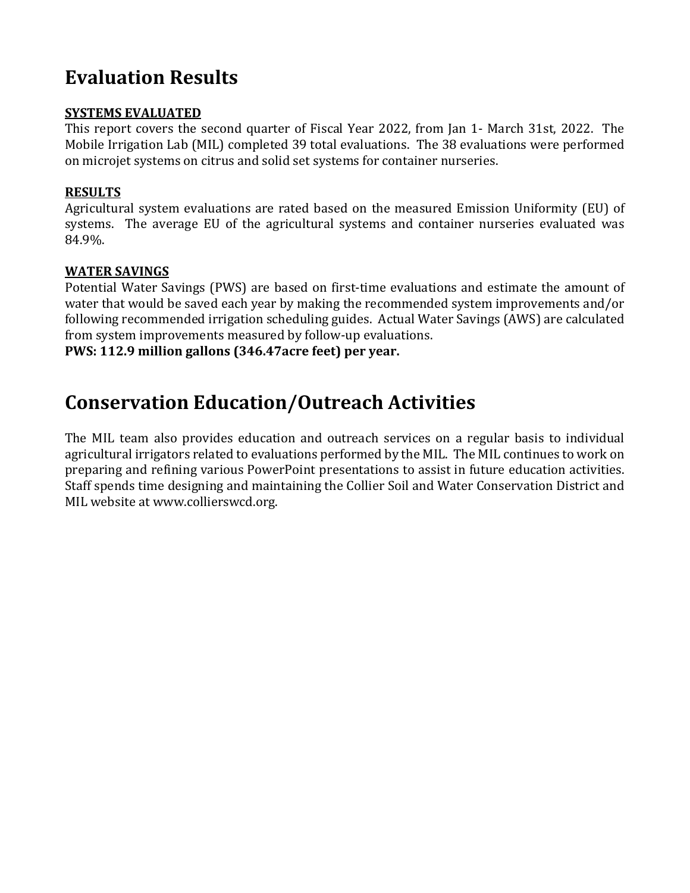# Evaluation Results

**SYSTEMS EVALUATED**

This report covers the second quarter of Fiscal Year 2022, from Jan 1- March 31st, 2022. The Mobile Irrigation Lab (MIL) completed 39 total evaluations. The 38 evaluations were performed on microjet systems on citrus and solid set systems for container nurseries.

**RESULTS**

Agricultural system evaluations are rated based on the measured Emission Uniformity (EU) of systems. The average EU of the agricultural systems and container nurseries evaluated was 84.9%.

**WATER SAVINGS**

Potential Water Savings (PWS) are based on first-time evaluations and estimate the amount of water that would be saved each year by making the recommended system improvements and/or following recommended irrigation scheduling guides. Actual Water Savings (AWS) are calculated from system improvements measured by follow-up evaluations.

**PWS: 112.9 million gallons (346.47acre feet) per year.**

# Conservation Education/Outreach Activities

The MIL team also provides education and outreach services on a regular basis to individual agricultural irrigators related to evaluations performed by the MIL. The MIL continues to work on preparing and refining various PowerPoint presentations to assist in future education activities. Staff spends time designing and maintaining the Collier Soil and Water Conservation District and MIL website at www.collierswcd.org.